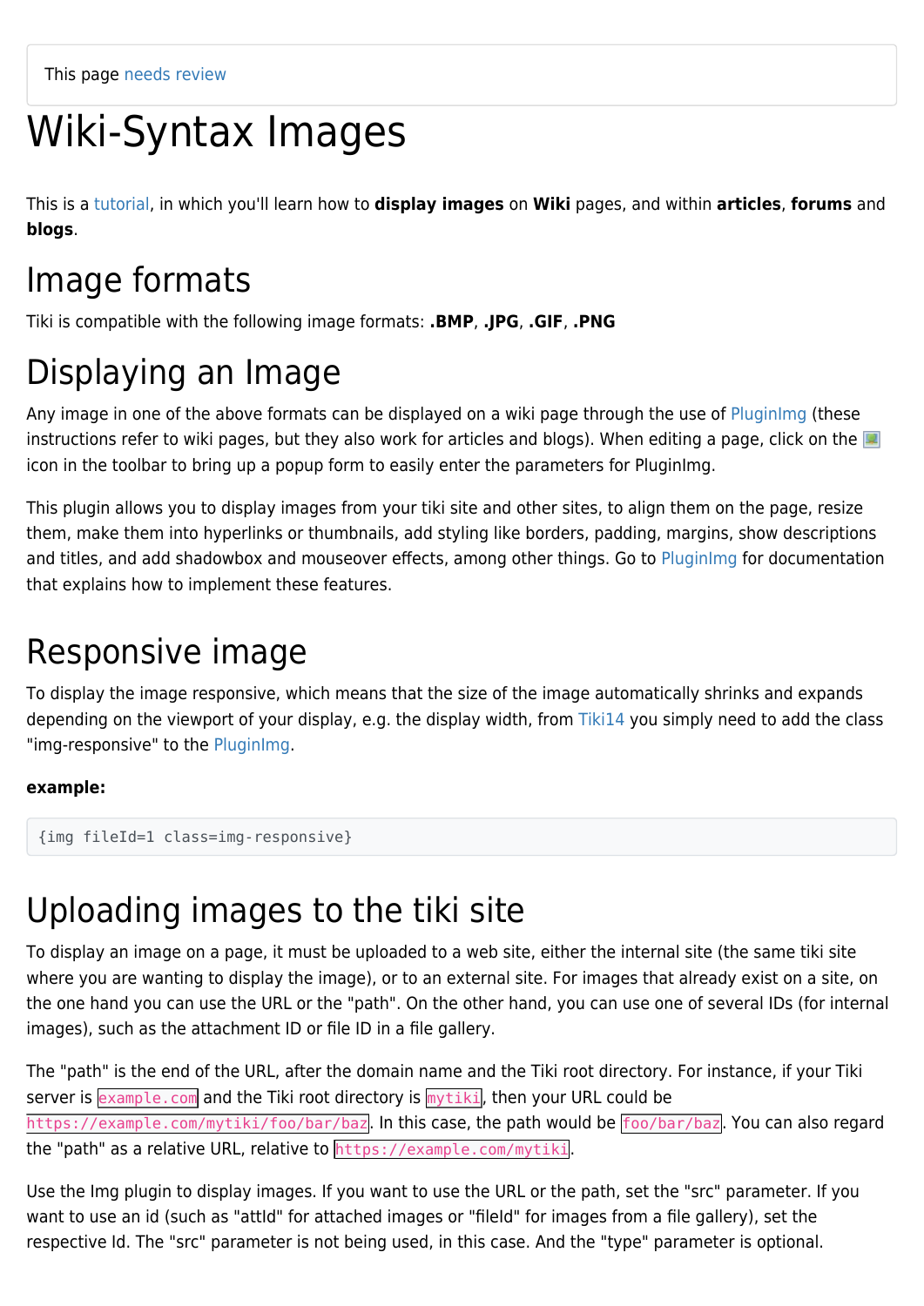This page needs review

# Wiki-Syntax Images

This is a tutorial, in which you'll learn how to **display images** on **Wiki** pages, and within **articles**, **forums** and **blogs**.

## Image formats

Tiki is compatible with the following image formats: **.BMP**, **.JPG**, **.GIF**, **.PNG**

## Displaying an Image

Any image in one of the above formats can be displayed on a wiki page through the use of PluginImg (these instructions refer to wiki pages, but they also work for articles and blogs). When editing a page, click on the icon in the toolbar to bring up a popup form to easily enter the parameters for PluginImg.

This plugin allows you to display images from your tiki site and other sites, to align them on the page, resize them, make them into hyperlinks or thumbnails, add styling like borders, padding, margins, show descriptions and titles, and add shadowbox and mouseover effects, among other things. Go to PluginImg for documentation that explains how to implement these features.

## Responsive image

To display the image responsive, which means that the size of the image automatically shrinks and expands depending on the viewport of your display, e.g. the display width, from Tiki14 you simply need to add the class "img-responsive" to the PluginImg.

**example:**

```
{img fileId=1 class=img-responsive}
```

## Uploading images to the tiki site

To display an image on a page, it must be uploaded to a web site, either the internal site (the same tiki site where you are wanting to display the image), or to an external site. For images that already exist on a site, on the one hand you can use the URL or the "path". On the other hand, you can use one of several IDs (for internal images), such as the attachment ID or file ID in a file gallery.

The "path" is the end of the URL, after the domain name and the Tiki root directory. For instance, if your Tiki server is `example.com` and the Tiki root directory is `mytiki`, then your URL could be `https://example.com/mytiki/foo/bar/baz`. In this case, the path would be `foo/bar/baz`. You can also regard the "path" as a relative URL, relative to `https://example.com/mytiki`.

Use the Img plugin to display images. If you want to use the URL or the path, set the "src" parameter. If you want to use an id (such as "attId" for attached images or "fileId" for images from a file gallery), set the respective Id. The "src" parameter is not being used, in this case. And the "type" parameter is optional.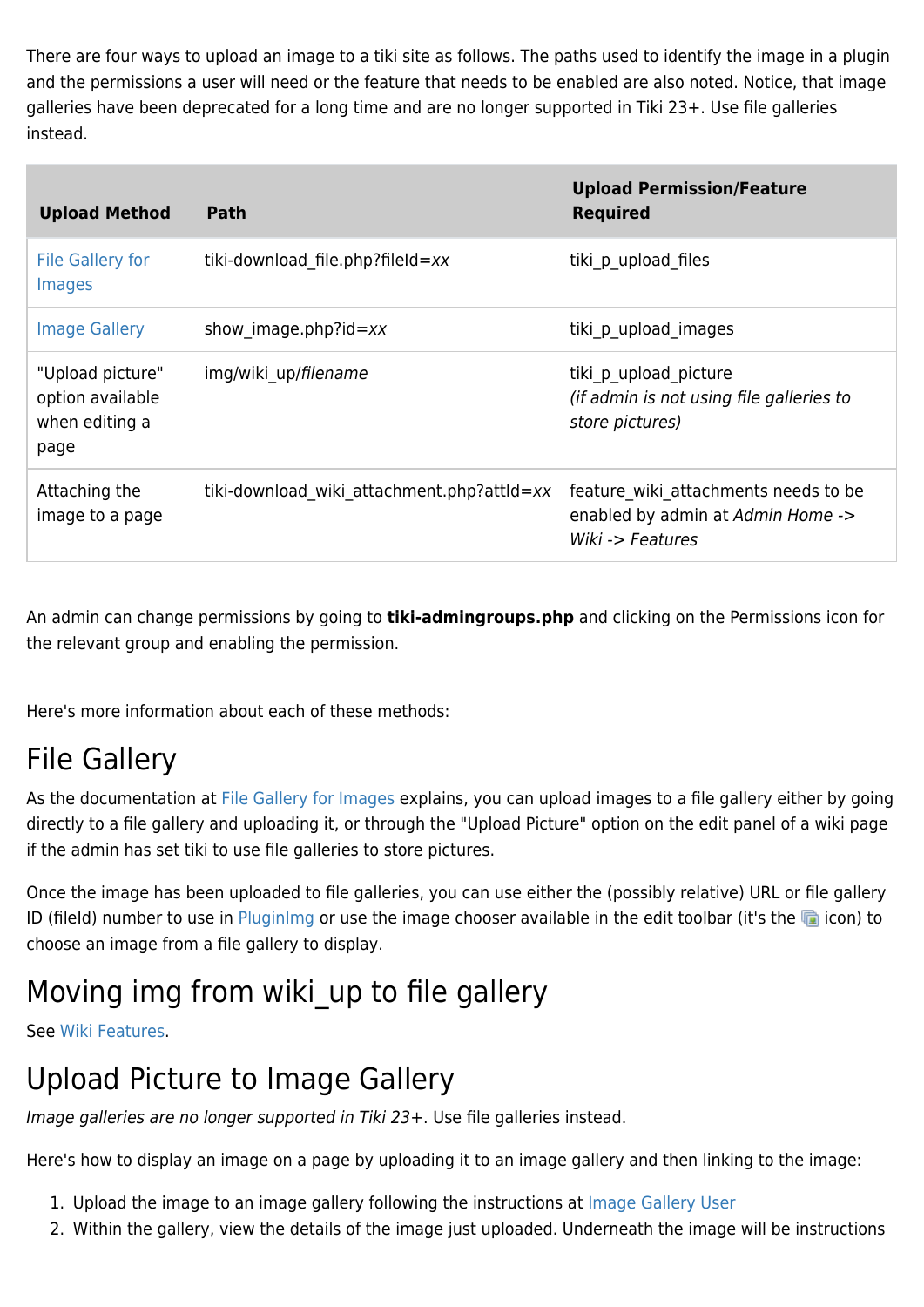There are four ways to upload an image to a tiki site as follows. The paths used to identify the image in a plugin and the permissions a user will need or the feature that needs to be enabled are also noted. Notice, that image galleries have been deprecated for a long time and are no longer supported in Tiki 23+. Use file galleries instead.

| Upload Method | Path | Upload Permission/Feature Required |
|---|---|---|
| File Gallery for Images | tiki-download_file.php?fileId=*xx* | tiki_p_upload_files |
| Image Gallery | show_image.php?id=*xx* | tiki_p_upload_images |
| "Upload picture" option available when editing a page | img/wiki_up/*filename* | tiki_p_upload_picture *(if admin is not using file galleries to store pictures)* |
| Attaching the image to a page | tiki-download_wiki_attachment.php?attId=*xx* | feature_wiki_attachments needs to be enabled by admin at *Admin Home -> Wiki -> Features* |

An admin can change permissions by going to **tiki-admingroups.php** and clicking on the Permissions icon for the relevant group and enabling the permission.

Here's more information about each of these methods:

# File Gallery

As the documentation at File Gallery for Images explains, you can upload images to a file gallery either by going directly to a file gallery and uploading it, or through the "Upload Picture" option on the edit panel of a wiki page if the admin has set tiki to use file galleries to store pictures.

Once the image has been uploaded to file galleries, you can use either the (possibly relative) URL or file gallery ID (fileId) number to use in PluginImg or use the image chooser available in the edit toolbar (it's the icon) to choose an image from a file gallery to display.

# Moving img from wiki_up to file gallery

See Wiki Features.

# Upload Picture to Image Gallery

*Image galleries are no longer supported in Tiki 23+*. Use file galleries instead.

Here's how to display an image on a page by uploading it to an image gallery and then linking to the image:

1. Upload the image to an image gallery following the instructions at Image Gallery User
2. Within the gallery, view the details of the image just uploaded. Underneath the image will be instructions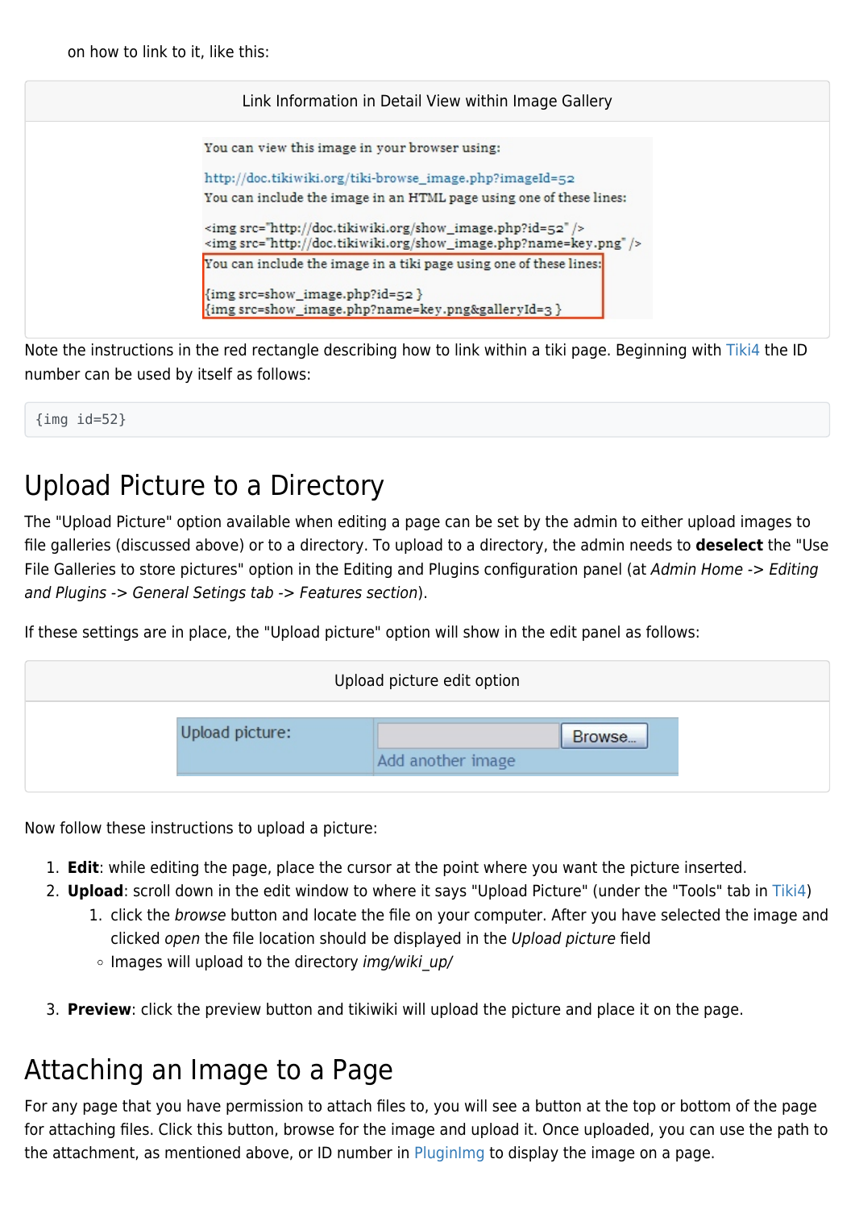on how to link to it, like this:

Link Information in Detail View within Image Gallery

Note the instructions in the red rectangle describing how to link within a tiki page. Beginning with Tiki4 the ID number can be used by itself as follows:

```
{img id=52}
```

## Upload Picture to a Directory

The "Upload Picture" option available when editing a page can be set by the admin to either upload images to file galleries (discussed above) or to a directory. To upload to a directory, the admin needs to **deselect** the "Use File Galleries to store pictures" option in the Editing and Plugins configuration panel (at *Admin Home -> Editing and Plugins -> General Setings tab -> Features section*).

If these settings are in place, the "Upload picture" option will show in the edit panel as follows:

Upload picture edit option

Now follow these instructions to upload a picture:

1. **Edit**: while editing the page, place the cursor at the point where you want the picture inserted.
2. **Upload**: scroll down in the edit window to where it says "Upload Picture" (under the "Tools" tab in Tiki4)
    1. click the *browse* button and locate the file on your computer. After you have selected the image and clicked *open* the file location should be displayed in the *Upload picture* field
    - Images will upload to the directory *img/wiki_up/*
3. **Preview**: click the preview button and tikiwiki will upload the picture and place it on the page.

## Attaching an Image to a Page

For any page that you have permission to attach files to, you will see a button at the top or bottom of the page for attaching files. Click this button, browse for the image and upload it. Once uploaded, you can use the path to the attachment, as mentioned above, or ID number in PluginImg to display the image on a page.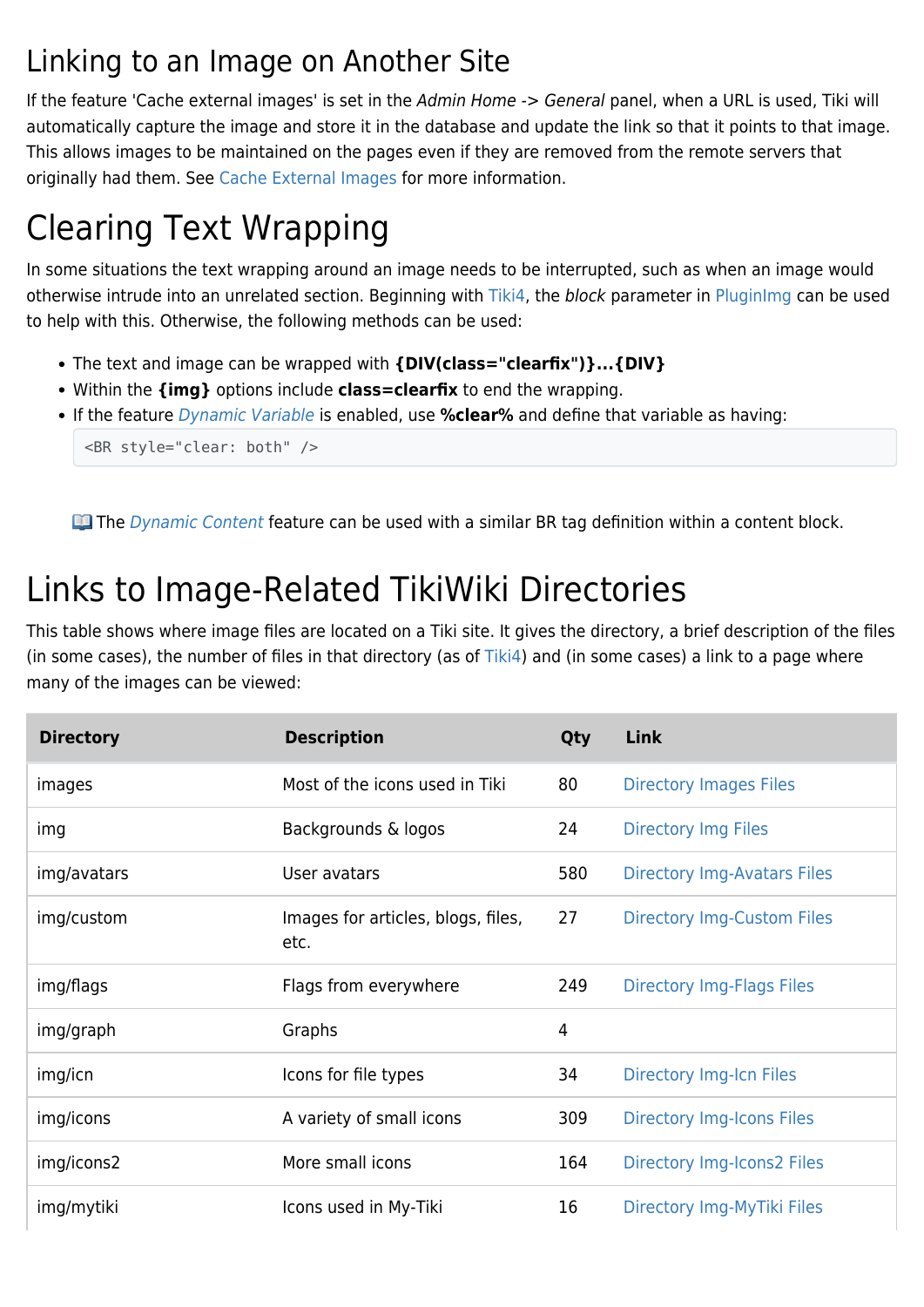## Linking to an Image on Another Site

If the feature 'Cache external images' is set in the *Admin Home -> General* panel, when a URL is used, Tiki will automatically capture the image and store it in the database and update the link so that it points to that image. This allows images to be maintained on the pages even if they are removed from the remote servers that originally had them. See Cache External Images for more information.

# Clearing Text Wrapping

In some situations the text wrapping around an image needs to be interrupted, such as when an image would otherwise intrude into an unrelated section. Beginning with Tiki4, the *block* parameter in PluginImg can be used to help with this. Otherwise, the following methods can be used:

- The text and image can be wrapped with **{DIV(class="clearfix")}...{DIV}**
- Within the **{img}** options include **class=clearfix** to end the wrapping.
- If the feature *Dynamic Variable* is enabled, use **%clear%** and define that variable as having:

```
<BR style="clear: both" />
```

📖 The *Dynamic Content* feature can be used with a similar BR tag definition within a content block.

# Links to Image-Related TikiWiki Directories

This table shows where image files are located on a Tiki site. It gives the directory, a brief description of the files (in some cases), the number of files in that directory (as of Tiki4) and (in some cases) a link to a page where many of the images can be viewed:

| Directory | Description | Qty | Link |
|---|---|---|---|
| images | Most of the icons used in Tiki | 80 | Directory Images Files |
| img | Backgrounds & logos | 24 | Directory Img Files |
| img/avatars | User avatars | 580 | Directory Img-Avatars Files |
| img/custom | Images for articles, blogs, files, etc. | 27 | Directory Img-Custom Files |
| img/flags | Flags from everywhere | 249 | Directory Img-Flags Files |
| img/graph | Graphs | 4 | |
| img/icn | Icons for file types | 34 | Directory Img-Icn Files |
| img/icons | A variety of small icons | 309 | Directory Img-Icons Files |
| img/icons2 | More small icons | 164 | Directory Img-Icons2 Files |
| img/mytiki | Icons used in My-Tiki | 16 | Directory Img-MyTiki Files |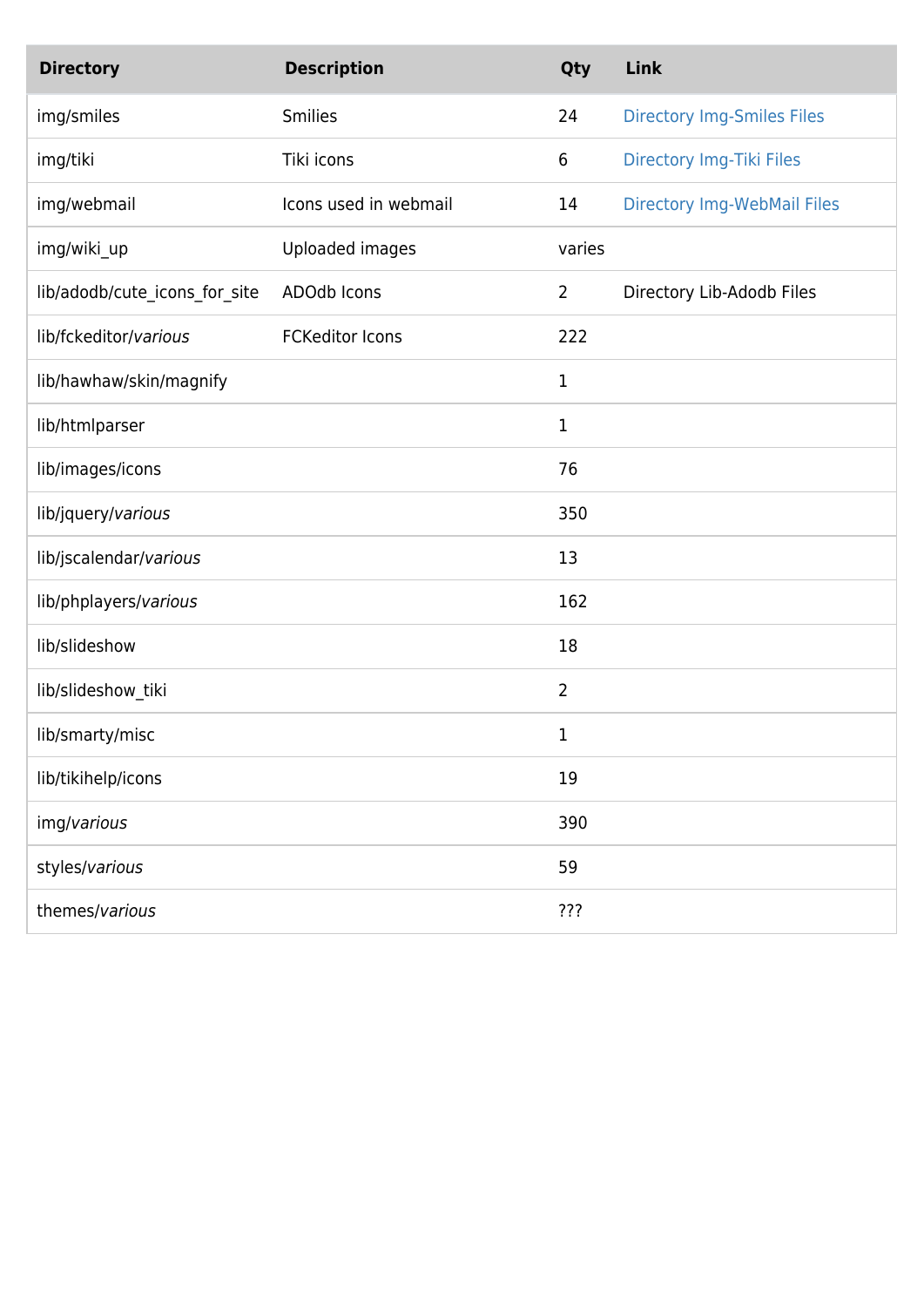| Directory | Description | Qty | Link |
|---|---|---|---|
| img/smiles | Smilies | 24 | Directory Img-Smiles Files |
| img/tiki | Tiki icons | 6 | Directory Img-Tiki Files |
| img/webmail | Icons used in webmail | 14 | Directory Img-WebMail Files |
| img/wiki_up | Uploaded images | varies | |
| lib/adodb/cute_icons_for_site | ADOdb Icons | 2 | Directory Lib-Adodb Files |
| lib/fckeditor/*various* | FCKeditor Icons | 222 | |
| lib/hawhaw/skin/magnify | | 1 | |
| lib/htmlparser | | 1 | |
| lib/images/icons | | 76 | |
| lib/jquery/*various* | | 350 | |
| lib/jscalendar/*various* | | 13 | |
| lib/phplayers/*various* | | 162 | |
| lib/slideshow | | 18 | |
| lib/slideshow_tiki | | 2 | |
| lib/smarty/misc | | 1 | |
| lib/tikihelp/icons | | 19 | |
| img/*various* | | 390 | |
| styles/*various* | | 59 | |
| themes/*various* | | ??? | |